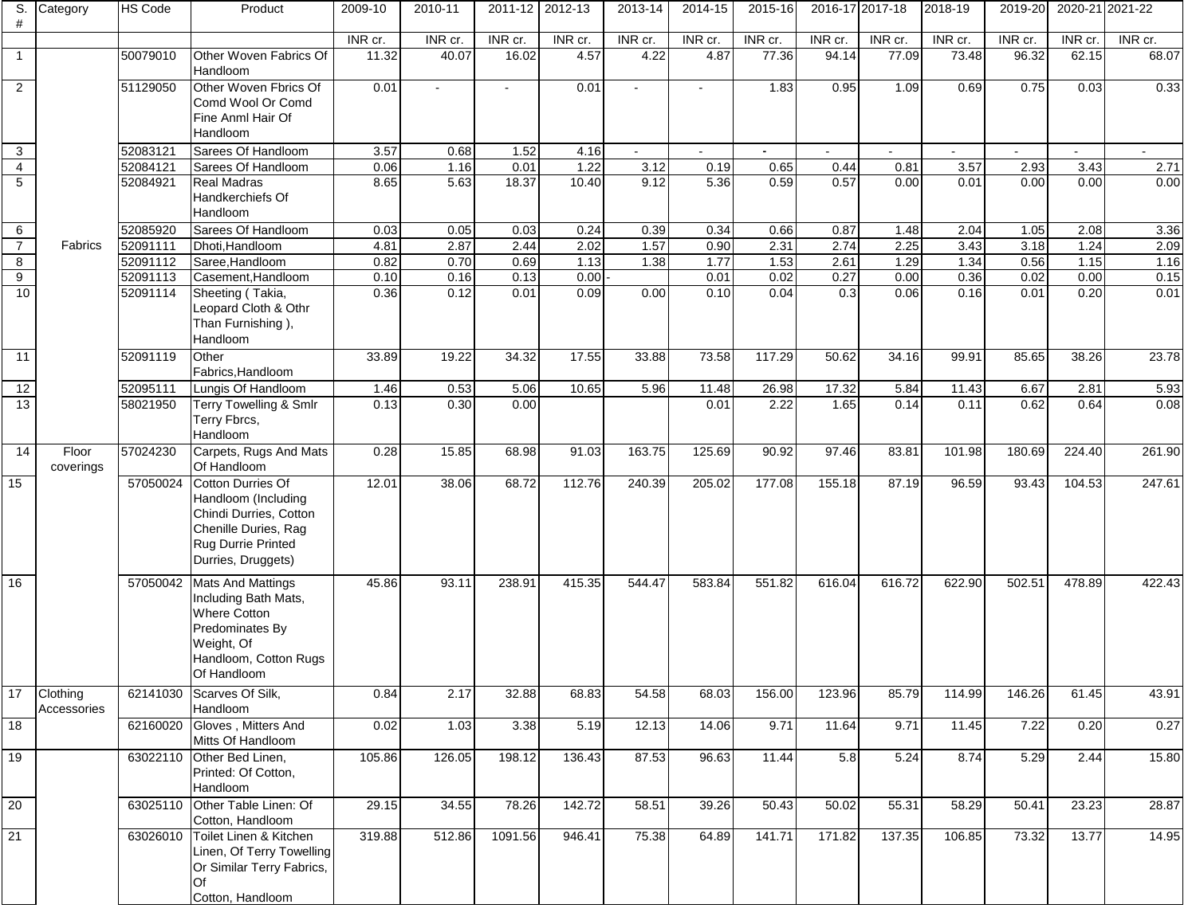| S. # | Category | HS Code | Product | 2009-10 | 2010-11 | 2011-12 | 2012-13 | 2013-14 | 2014-15 | 2015-16 | 2016-17 | 2017-18 | 2018-19 | 2019-20 | 2020-21 | 2021-22 |
|---|---|---|---|---|---|---|---|---|---|---|---|---|---|---|---|---|
| | | | | INR cr. | INR cr. | INR cr. | INR cr. | INR cr. | INR cr. | INR cr. | INR cr. | INR cr. | INR cr. | INR cr. | INR cr. | INR cr. |
| 1 | Fabrics | 50079010 | Other Woven Fabrics Of Handloom | 11.32 | 40.07 | 16.02 | 4.57 | 4.22 | 4.87 | 77.36 | 94.14 | 77.09 | 73.48 | 96.32 | 62.15 | 68.07 |
| 2 | | 51129050 | Other Woven Fbrics Of Comd Wool Or Comd Fine Anml Hair Of Handloom | 0.01 | - | - | 0.01 | - | - | 1.83 | 0.95 | 1.09 | 0.69 | 0.75 | 0.03 | 0.33 |
| 3 | | 52083121 | Sarees Of Handloom | 3.57 | 0.68 | 1.52 | 4.16 | - | - | - | - | - | - | - | - | - |
| 4 | | 52084121 | Sarees Of Handloom | 0.06 | 1.16 | 0.01 | 1.22 | 3.12 | 0.19 | 0.65 | 0.44 | 0.81 | 3.57 | 2.93 | 3.43 | 2.71 |
| 5 | | 52084921 | Real Madras Handkerchiefs Of Handloom | 8.65 | 5.63 | 18.37 | 10.40 | 9.12 | 5.36 | 0.59 | 0.57 | 0.00 | 0.01 | 0.00 | 0.00 | 0.00 |
| 6 | | 52085920 | Sarees Of Handloom | 0.03 | 0.05 | 0.03 | 0.24 | 0.39 | 0.34 | 0.66 | 0.87 | 1.48 | 2.04 | 1.05 | 2.08 | 3.36 |
| 7 | | 52091111 | Dhoti,Handloom | 4.81 | 2.87 | 2.44 | 2.02 | 1.57 | 0.90 | 2.31 | 2.74 | 2.25 | 3.43 | 3.18 | 1.24 | 2.09 |
| 8 | | 52091112 | Saree,Handloom | 0.82 | 0.70 | 0.69 | 1.13 | 1.38 | 1.77 | 1.53 | 2.61 | 1.29 | 1.34 | 0.56 | 1.15 | 1.16 |
| 9 | | 52091113 | Casement,Handloom | 0.10 | 0.16 | 0.13 | 0.00 | - | 0.01 | 0.02 | 0.27 | 0.00 | 0.36 | 0.02 | 0.00 | 0.15 |
| 10 | | 52091114 | Sheeting ( Takia, Leopard Cloth & Othr Than Furnishing ), Handloom | 0.36 | 0.12 | 0.01 | 0.09 | 0.00 | 0.10 | 0.04 | 0.3 | 0.06 | 0.16 | 0.01 | 0.20 | 0.01 |
| 11 | | 52091119 | Other Fabrics,Handloom | 33.89 | 19.22 | 34.32 | 17.55 | 33.88 | 73.58 | 117.29 | 50.62 | 34.16 | 99.91 | 85.65 | 38.26 | 23.78 |
| 12 | | 52095111 | Lungis Of Handloom | 1.46 | 0.53 | 5.06 | 10.65 | 5.96 | 11.48 | 26.98 | 17.32 | 5.84 | 11.43 | 6.67 | 2.81 | 5.93 |
| 13 | | 58021950 | Terry Towelling & Smlr Terry Fbrcs, Handloom | 0.13 | 0.30 | 0.00 | | | 0.01 | 2.22 | 1.65 | 0.14 | 0.11 | 0.62 | 0.64 | 0.08 |
| 14 | Floor coverings | 57024230 | Carpets, Rugs And Mats Of Handloom | 0.28 | 15.85 | 68.98 | 91.03 | 163.75 | 125.69 | 90.92 | 97.46 | 83.81 | 101.98 | 180.69 | 224.40 | 261.90 |
| 15 | | 57050024 | Cotton Durries Of Handloom (Including Chindi Durries, Cotton Chenille Duries, Rag Rug Durrie Printed Durries, Druggets) | 12.01 | 38.06 | 68.72 | 112.76 | 240.39 | 205.02 | 177.08 | 155.18 | 87.19 | 96.59 | 93.43 | 104.53 | 247.61 |
| 16 | | 57050042 | Mats And Mattings Including Bath Mats, Where Cotton Predominates By Weight, Of Handloom, Cotton Rugs Of Handloom | 45.86 | 93.11 | 238.91 | 415.35 | 544.47 | 583.84 | 551.82 | 616.04 | 616.72 | 622.90 | 502.51 | 478.89 | 422.43 |
| 17 | Clothing Accessories | 62141030 | Scarves Of Silk, Handloom | 0.84 | 2.17 | 32.88 | 68.83 | 54.58 | 68.03 | 156.00 | 123.96 | 85.79 | 114.99 | 146.26 | 61.45 | 43.91 |
| 18 | | 62160020 | Gloves , Mitters And Mitts Of Handloom | 0.02 | 1.03 | 3.38 | 5.19 | 12.13 | 14.06 | 9.71 | 11.64 | 9.71 | 11.45 | 7.22 | 0.20 | 0.27 |
| 19 | | 63022110 | Other Bed Linen, Printed: Of Cotton, Handloom | 105.86 | 126.05 | 198.12 | 136.43 | 87.53 | 96.63 | 11.44 | 5.8 | 5.24 | 8.74 | 5.29 | 2.44 | 15.80 |
| 20 | | 63025110 | Other Table Linen: Of Cotton, Handloom | 29.15 | 34.55 | 78.26 | 142.72 | 58.51 | 39.26 | 50.43 | 50.02 | 55.31 | 58.29 | 50.41 | 23.23 | 28.87 |
| 21 | | 63026010 | Toilet Linen & Kitchen Linen, Of Terry Towelling Or Similar Terry Fabrics, Of Cotton, Handloom | 319.88 | 512.86 | 1091.56 | 946.41 | 75.38 | 64.89 | 141.71 | 171.82 | 137.35 | 106.85 | 73.32 | 13.77 | 14.95 |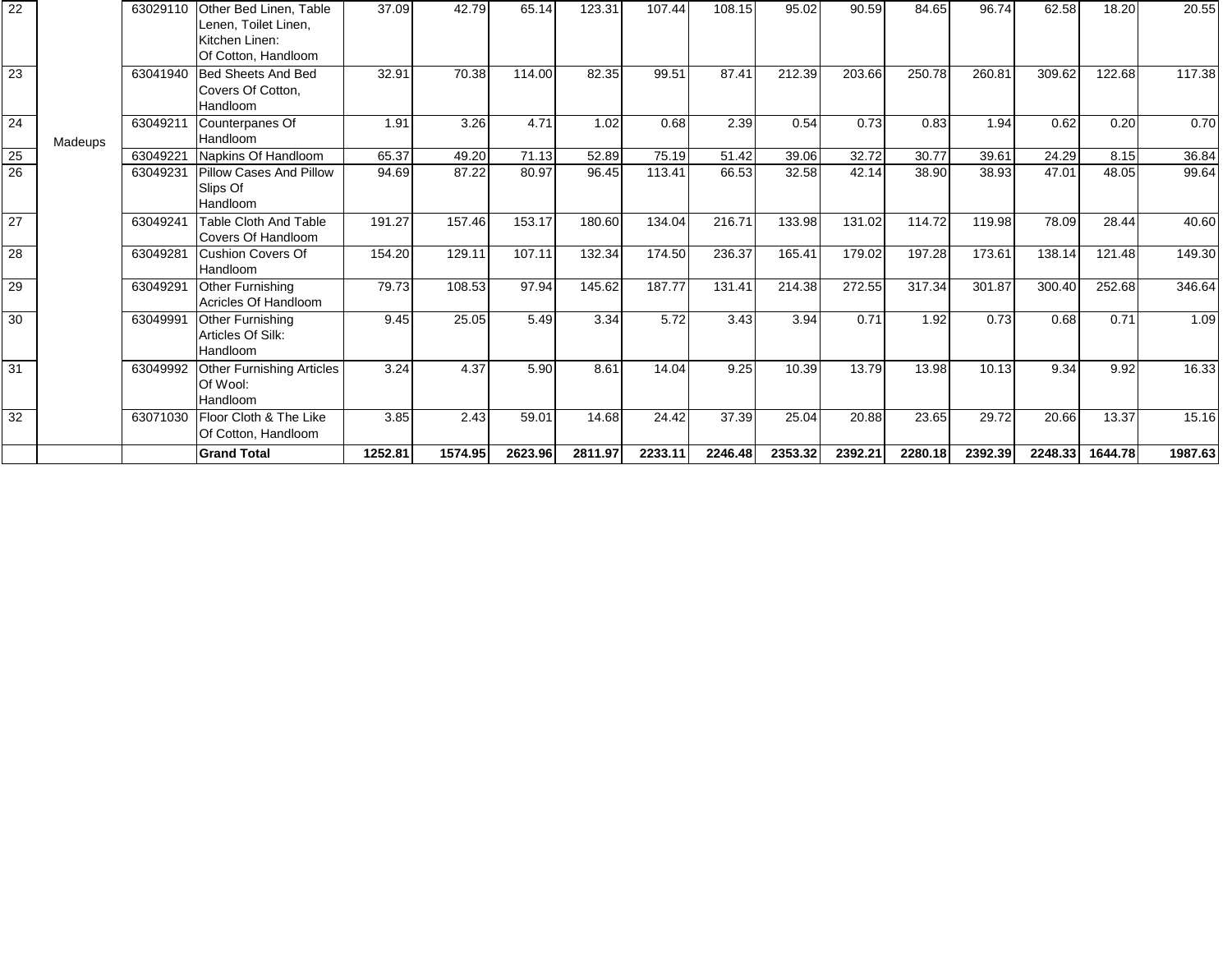| | | | | | | | | | | | | | | | | |
|---|---|---|---|---|---|---|---|---|---|---|---|---|---|---|---|---|
| 22 | Madeups | 63029110 | Other Bed Linen, Table Lenen, Toilet Linen, Kitchen Linen: Of Cotton, Handloom | 37.09 | 42.79 | 65.14 | 123.31 | 107.44 | 108.15 | 95.02 | 90.59 | 84.65 | 96.74 | 62.58 | 18.20 | 20.55 |
| 23 | | 63041940 | Bed Sheets And Bed Covers Of Cotton, Handloom | 32.91 | 70.38 | 114.00 | 82.35 | 99.51 | 87.41 | 212.39 | 203.66 | 250.78 | 260.81 | 309.62 | 122.68 | 117.38 |
| 24 | | 63049211 | Counterpanes Of Handloom | 1.91 | 3.26 | 4.71 | 1.02 | 0.68 | 2.39 | 0.54 | 0.73 | 0.83 | 1.94 | 0.62 | 0.20 | 0.70 |
| 25 | | 63049221 | Napkins Of Handloom | 65.37 | 49.20 | 71.13 | 52.89 | 75.19 | 51.42 | 39.06 | 32.72 | 30.77 | 39.61 | 24.29 | 8.15 | 36.84 |
| 26 | | 63049231 | Pillow Cases And Pillow Slips Of Handloom | 94.69 | 87.22 | 80.97 | 96.45 | 113.41 | 66.53 | 32.58 | 42.14 | 38.90 | 38.93 | 47.01 | 48.05 | 99.64 |
| 27 | | 63049241 | Table Cloth And Table Covers Of Handloom | 191.27 | 157.46 | 153.17 | 180.60 | 134.04 | 216.71 | 133.98 | 131.02 | 114.72 | 119.98 | 78.09 | 28.44 | 40.60 |
| 28 | | 63049281 | Cushion Covers Of Handloom | 154.20 | 129.11 | 107.11 | 132.34 | 174.50 | 236.37 | 165.41 | 179.02 | 197.28 | 173.61 | 138.14 | 121.48 | 149.30 |
| 29 | | 63049291 | Other Furnishing Acricles Of Handloom | 79.73 | 108.53 | 97.94 | 145.62 | 187.77 | 131.41 | 214.38 | 272.55 | 317.34 | 301.87 | 300.40 | 252.68 | 346.64 |
| 30 | | 63049991 | Other Furnishing Articles Of Silk: Handloom | 9.45 | 25.05 | 5.49 | 3.34 | 5.72 | 3.43 | 3.94 | 0.71 | 1.92 | 0.73 | 0.68 | 0.71 | 1.09 |
| 31 | | 63049992 | Other Furnishing Articles Of Wool: Handloom | 3.24 | 4.37 | 5.90 | 8.61 | 14.04 | 9.25 | 10.39 | 13.79 | 13.98 | 10.13 | 9.34 | 9.92 | 16.33 |
| 32 | | 63071030 | Floor Cloth & The Like Of Cotton, Handloom | 3.85 | 2.43 | 59.01 | 14.68 | 24.42 | 37.39 | 25.04 | 20.88 | 23.65 | 29.72 | 20.66 | 13.37 | 15.16 |
| | | | **Grand Total** | **1252.81** | **1574.95** | **2623.96** | **2811.97** | **2233.11** | **2246.48** | **2353.32** | **2392.21** | **2280.18** | **2392.39** | **2248.33** | **1644.78** | **1987.63** |